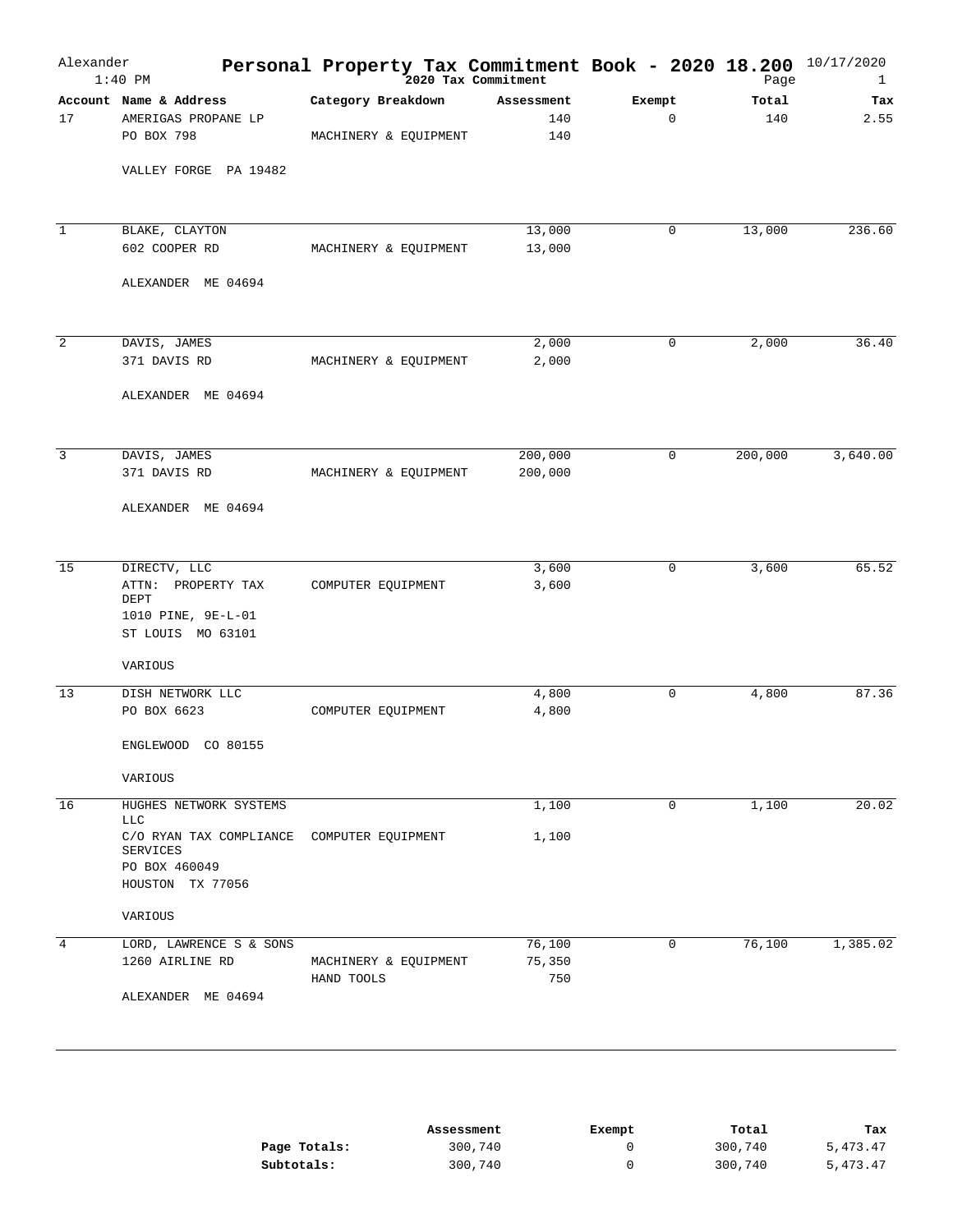# Personal Property Tax Commitment Book - 2020 18.200

Alexander
1:40 PM

2020 Tax Commitment

10/17/2020

| Account | Name & Address | Category Breakdown | Assessment | Exempt | Total | Tax |
|---|---|---|---|---|---|---|
| 17 | AMERIGAS PROPANE LP | | 140 | 0 | 140 | 2.55 |
| | PO BOX 798 | MACHINERY & EQUIPMENT | 140 | | | |
| | VALLEY FORGE PA 19482 | | | | | |
| 1 | BLAKE, CLAYTON | | 13,000 | 0 | 13,000 | 236.60 |
| | 602 COOPER RD | MACHINERY & EQUIPMENT | 13,000 | | | |
| | ALEXANDER ME 04694 | | | | | |
| 2 | DAVIS, JAMES | | 2,000 | 0 | 2,000 | 36.40 |
| | 371 DAVIS RD | MACHINERY & EQUIPMENT | 2,000 | | | |
| | ALEXANDER ME 04694 | | | | | |
| 3 | DAVIS, JAMES | | 200,000 | 0 | 200,000 | 3,640.00 |
| | 371 DAVIS RD | MACHINERY & EQUIPMENT | 200,000 | | | |
| | ALEXANDER ME 04694 | | | | | |
| 15 | DIRECTV, LLC | | 3,600 | 0 | 3,600 | 65.52 |
| | ATTN: PROPERTY TAX DEPT | COMPUTER EQUIPMENT | 3,600 | | | |
| | 1010 PINE, 9E-L-01 | | | | | |
| | ST LOUIS MO 63101 | | | | | |
| | VARIOUS | | | | | |
| 13 | DISH NETWORK LLC | | 4,800 | 0 | 4,800 | 87.36 |
| | PO BOX 6623 | COMPUTER EQUIPMENT | 4,800 | | | |
| | ENGLEWOOD CO 80155 | | | | | |
| | VARIOUS | | | | | |
| 16 | HUGHES NETWORK SYSTEMS LLC | | 1,100 | 0 | 1,100 | 20.02 |
| | C/O RYAN TAX COMPLIANCE SERVICES | COMPUTER EQUIPMENT | 1,100 | | | |
| | PO BOX 460049 | | | | | |
| | HOUSTON TX 77056 | | | | | |
| | VARIOUS | | | | | |
| 4 | LORD, LAWRENCE S & SONS | | 76,100 | 0 | 76,100 | 1,385.02 |
| | 1260 AIRLINE RD | MACHINERY & EQUIPMENT | 75,350 | | | |
| | | HAND TOOLS | 750 | | | |
| | ALEXANDER ME 04694 | | | | | |

| | Assessment | Exempt | Total | Tax |
|---|---|---|---|---|
| **Page Totals:** | 300,740 | 0 | 300,740 | 5,473.47 |
| **Subtotals:** | 300,740 | 0 | 300,740 | 5,473.47 |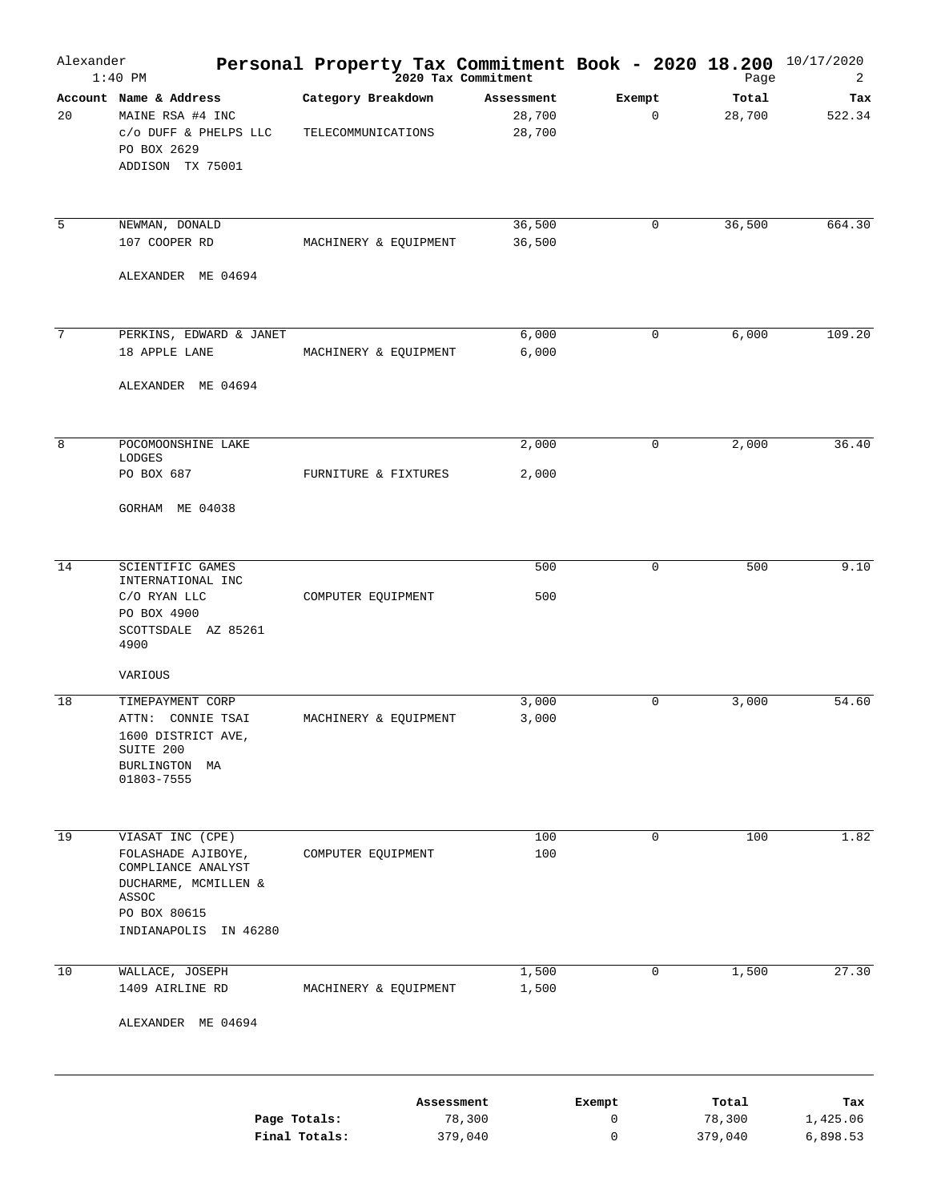Alexander 1:40 PM

# Personal Property Tax Commitment Book - 2020 18.200

2020 Tax Commitment

10/17/2020

| Account | Name & Address | Category Breakdown | Assessment | Exempt | Total | Tax |
|---|---|---|---|---|---|---|
| 20 | MAINE RSA #4 INC<br>c/o DUFF & PHELPS LLC<br>PO BOX 2629<br>ADDISON TX 75001 | TELECOMMUNICATIONS | 28,700<br>28,700 | 0 | 28,700 | 522.34 |
| 5 | NEWMAN, DONALD<br>107 COOPER RD<br>ALEXANDER ME 04694 | MACHINERY & EQUIPMENT | 36,500<br>36,500 | 0 | 36,500 | 664.30 |
| 7 | PERKINS, EDWARD & JANET<br>18 APPLE LANE<br>ALEXANDER ME 04694 | MACHINERY & EQUIPMENT | 6,000<br>6,000 | 0 | 6,000 | 109.20 |
| 8 | POCOMOONSHINE LAKE LODGES<br>PO BOX 687<br>GORHAM ME 04038 | FURNITURE & FIXTURES | 2,000<br>2,000 | 0 | 2,000 | 36.40 |
| 14 | SCIENTIFIC GAMES INTERNATIONAL INC<br>C/O RYAN LLC<br>PO BOX 4900<br>SCOTTSDALE AZ 85261 4900<br>VARIOUS | COMPUTER EQUIPMENT | 500<br>500 | 0 | 500 | 9.10 |
| 18 | TIMEPAYMENT CORP<br>ATTN: CONNIE TSAI<br>1600 DISTRICT AVE, SUITE 200<br>BURLINGTON MA 01803-7555 | MACHINERY & EQUIPMENT | 3,000<br>3,000 | 0 | 3,000 | 54.60 |
| 19 | VIASAT INC (CPE)<br>FOLASHADE AJIBOYE, COMPLIANCE ANALYST<br>DUCHARME, MCMILLEN & ASSOC<br>PO BOX 80615<br>INDIANAPOLIS IN 46280 | COMPUTER EQUIPMENT | 100<br>100 | 0 | 100 | 1.82 |
| 10 | WALLACE, JOSEPH<br>1409 AIRLINE RD<br>ALEXANDER ME 04694 | MACHINERY & EQUIPMENT | 1,500<br>1,500 | 0 | 1,500 | 27.30 |

| | Assessment | Exempt | Total | Tax |
|---|---|---|---|---|
| **Page Totals:** | 78,300 | 0 | 78,300 | 1,425.06 |
| **Final Totals:** | 379,040 | 0 | 379,040 | 6,898.53 |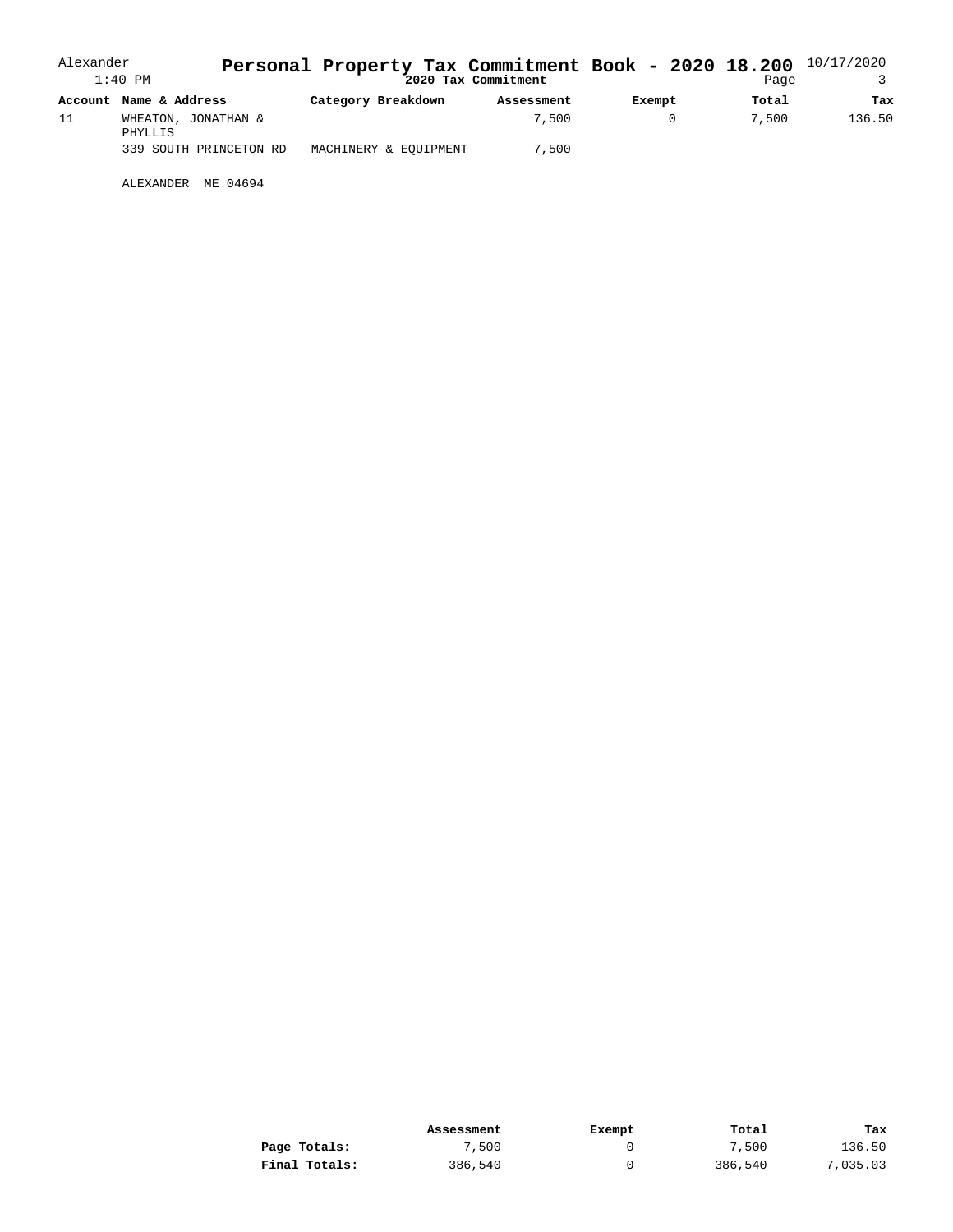Alexander
1:40 PM

# Personal Property Tax Commitment Book - 2020 18.200

**2020 Tax Commitment**

10/17/2020

| Account | Name & Address | Category Breakdown | Assessment | Exempt | Total | Tax |
|---|---|---|---|---|---|---|
| 11 | WHEATON, JONATHAN & PHYLLIS | | 7,500 | 0 | 7,500 | 136.50 |
| | 339 SOUTH PRINCETON RD | MACHINERY & EQUIPMENT | 7,500 | | | |
| | ALEXANDER ME 04694 | | | | | |

| | Assessment | Exempt | Total | Tax |
|---|---|---|---|---|
| **Page Totals:** | 7,500 | 0 | 7,500 | 136.50 |
| **Final Totals:** | 386,540 | 0 | 386,540 | 7,035.03 |